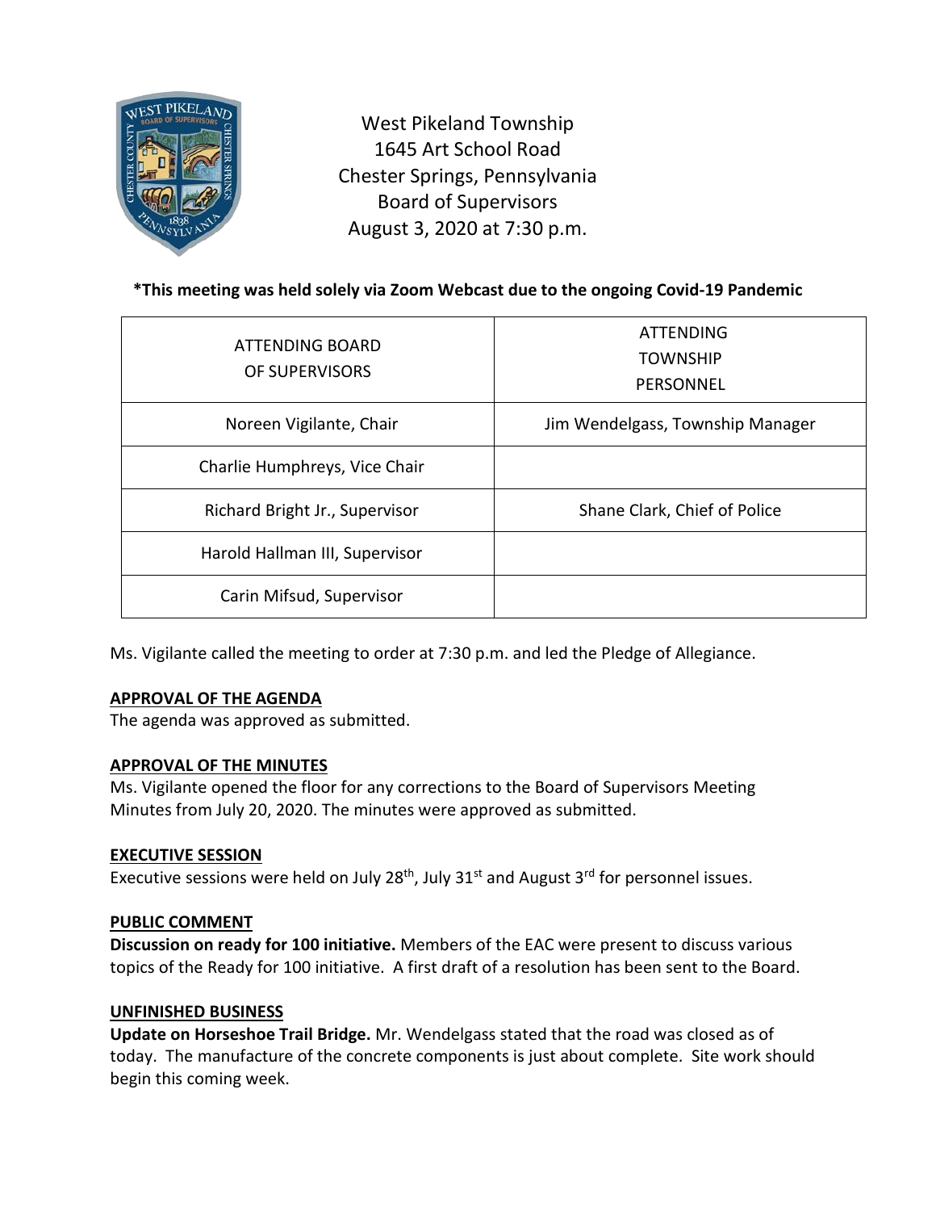West Pikeland Township
1645 Art School Road
Chester Springs, Pennsylvania
Board of Supervisors
August 3, 2020 at 7:30 p.m.

**\*This meeting was held solely via Zoom Webcast due to the ongoing Covid-19 Pandemic**

| ATTENDING BOARD OF SUPERVISORS | ATTENDING TOWNSHIP PERSONNEL |
|---|---|
| Noreen Vigilante, Chair | Jim Wendelgass, Township Manager |
| Charlie Humphreys, Vice Chair | |
| Richard Bright Jr., Supervisor | Shane Clark, Chief of Police |
| Harold Hallman III, Supervisor | |
| Carin Mifsud, Supervisor | |

Ms. Vigilante called the meeting to order at 7:30 p.m. and led the Pledge of Allegiance.

**APPROVAL OF THE AGENDA**

The agenda was approved as submitted.

**APPROVAL OF THE MINUTES**

Ms. Vigilante opened the floor for any corrections to the Board of Supervisors Meeting Minutes from July 20, 2020. The minutes were approved as submitted.

**EXECUTIVE SESSION**

Executive sessions were held on July 28th, July 31st and August 3rd for personnel issues.

**PUBLIC COMMENT**

**Discussion on ready for 100 initiative.** Members of the EAC were present to discuss various topics of the Ready for 100 initiative. A first draft of a resolution has been sent to the Board.

**UNFINISHED BUSINESS**

**Update on Horseshoe Trail Bridge.** Mr. Wendelgass stated that the road was closed as of today. The manufacture of the concrete components is just about complete. Site work should begin this coming week.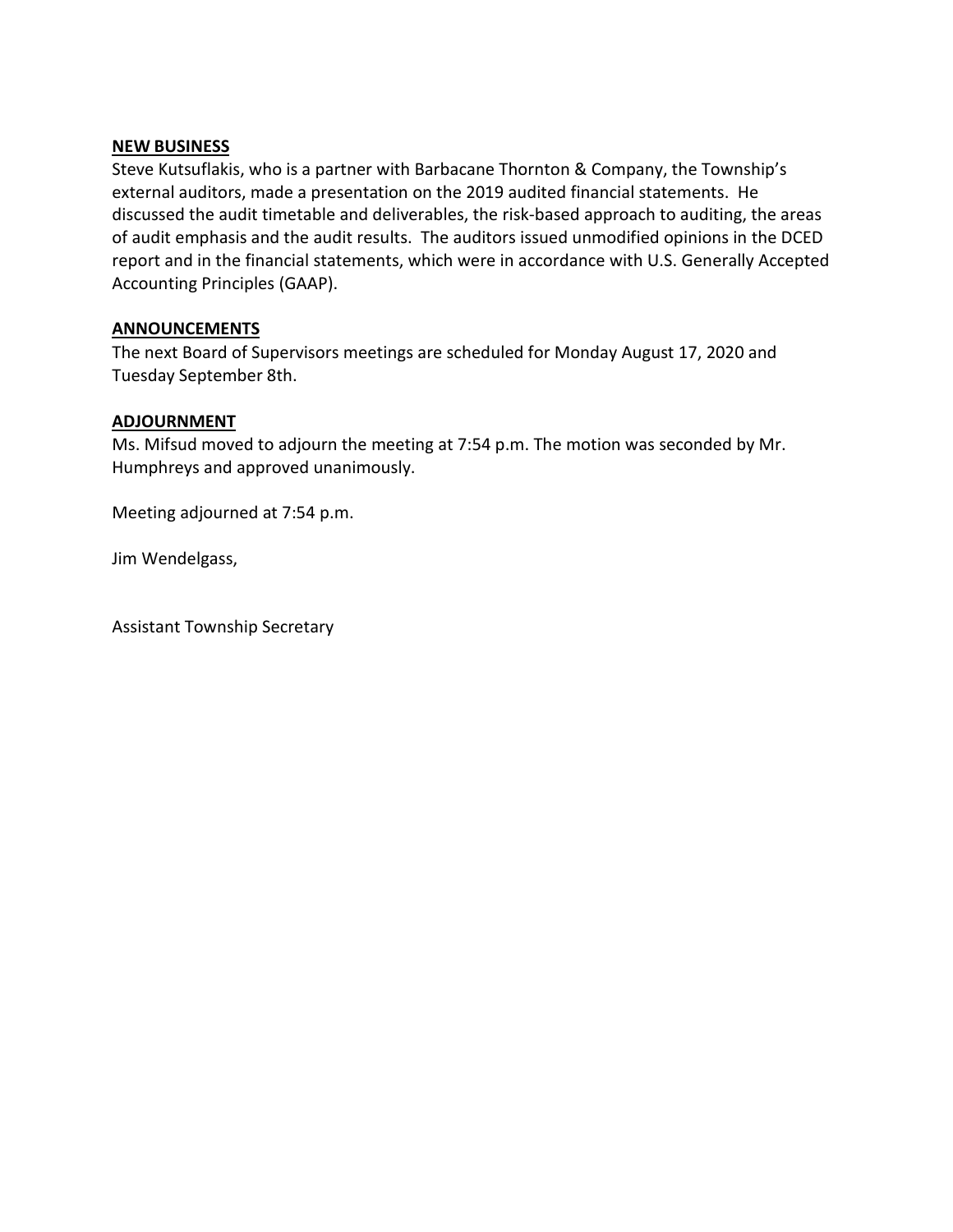**NEW BUSINESS**

Steve Kutsuflakis, who is a partner with Barbacane Thornton & Company, the Township's external auditors, made a presentation on the 2019 audited financial statements. He discussed the audit timetable and deliverables, the risk-based approach to auditing, the areas of audit emphasis and the audit results. The auditors issued unmodified opinions in the DCED report and in the financial statements, which were in accordance with U.S. Generally Accepted Accounting Principles (GAAP).

**ANNOUNCEMENTS**

The next Board of Supervisors meetings are scheduled for Monday August 17, 2020 and Tuesday September 8th.

**ADJOURNMENT**

Ms. Mifsud moved to adjourn the meeting at 7:54 p.m. The motion was seconded by Mr. Humphreys and approved unanimously.

Meeting adjourned at 7:54 p.m.

Jim Wendelgass,

Assistant Township Secretary